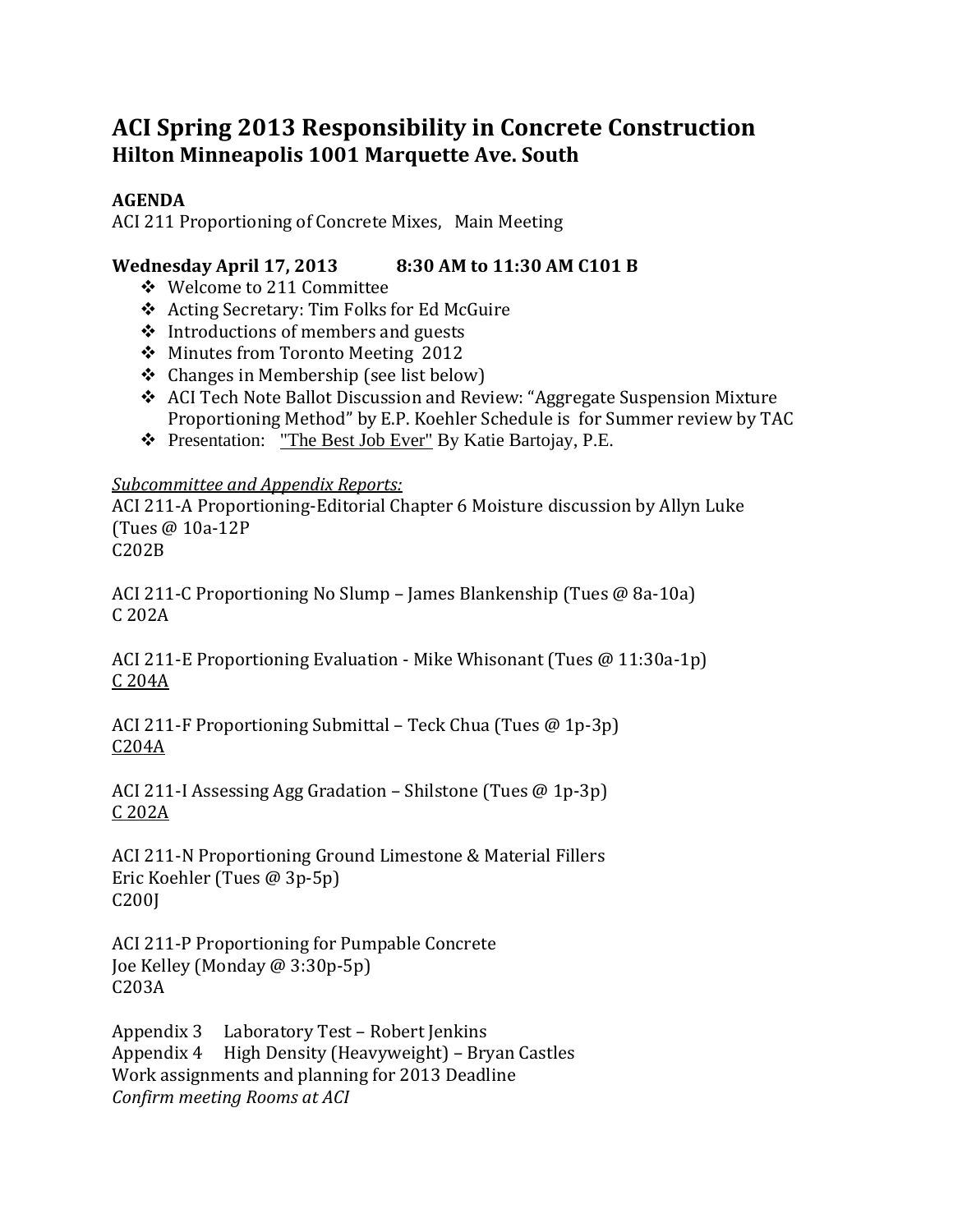# ACI Spring 2013 Responsibility in Concrete Construction

## Hilton Minneapolis 1001 Marquette Ave. South

**AGENDA**

ACI 211 Proportioning of Concrete Mixes, Main Meeting

**Wednesday April 17, 2013 8:30 AM to 11:30 AM C101 B**

- Welcome to 211 Committee
- Acting Secretary: Tim Folks for Ed McGuire
- Introductions of members and guests
- Minutes from Toronto Meeting 2012
- Changes in Membership (see list below)
- ACI Tech Note Ballot Discussion and Review: "Aggregate Suspension Mixture Proportioning Method" by E.P. Koehler Schedule is for Summer review by TAC
- Presentation: "The Best Job Ever" By Katie Bartojay, P.E.

*Subcommittee and Appendix Reports:*

ACI 211-A Proportioning-Editorial Chapter 6 Moisture discussion by Allyn Luke (Tues @ 10a-12P
C202B

ACI 211-C Proportioning No Slump – James Blankenship (Tues @ 8a-10a)
C 202A

ACI 211-E Proportioning Evaluation - Mike Whisonant (Tues @ 11:30a-1p)
C 204A

ACI 211-F Proportioning Submittal – Teck Chua (Tues @ 1p-3p)
C204A

ACI 211-I Assessing Agg Gradation – Shilstone (Tues @ 1p-3p)
C 202A

ACI 211-N Proportioning Ground Limestone & Material Fillers
Eric Koehler (Tues @ 3p-5p)
C200J

ACI 211-P Proportioning for Pumpable Concrete
Joe Kelley (Monday @ 3:30p-5p)
C203A

Appendix 3 Laboratory Test – Robert Jenkins
Appendix 4 High Density (Heavyweight) – Bryan Castles
Work assignments and planning for 2013 Deadline
*Confirm meeting Rooms at ACI*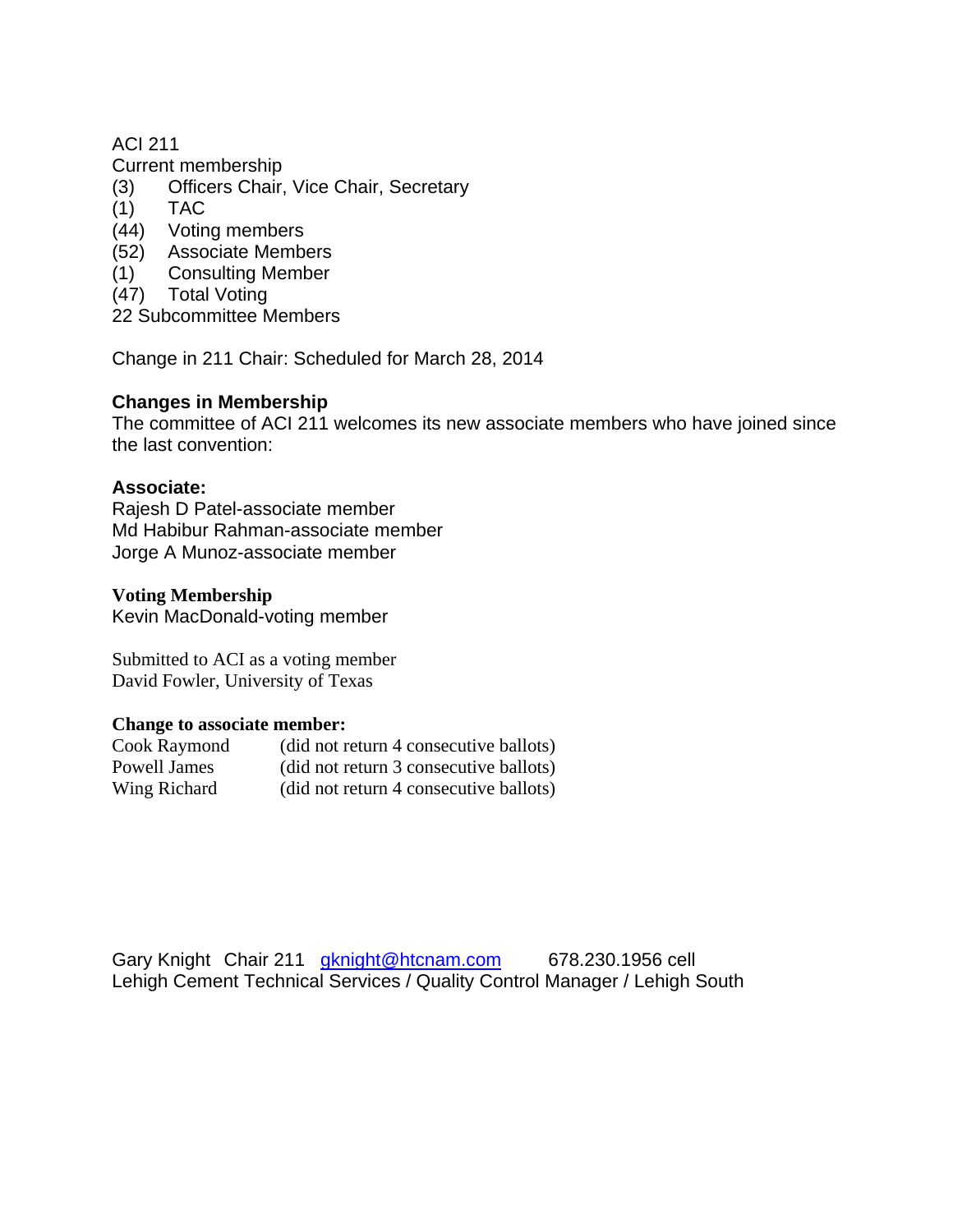ACI 211

Current membership

(3) Officers Chair, Vice Chair, Secretary
(1) TAC
(44) Voting members
(52) Associate Members
(1) Consulting Member
(47) Total Voting

22 Subcommittee Members

Change in 211 Chair: Scheduled for March 28, 2014

**Changes in Membership**

The committee of ACI 211 welcomes its new associate members who have joined since the last convention:

**Associate:**

Rajesh D Patel-associate member
Md Habibur Rahman-associate member
Jorge A Munoz-associate member

**Voting Membership**

Kevin MacDonald-voting member

Submitted to ACI as a voting member
David Fowler, University of Texas

**Change to associate member:**

| | |
|---|---|
| Cook Raymond | (did not return 4 consecutive ballots) |
| Powell James | (did not return 3 consecutive ballots) |
| Wing Richard | (did not return 4 consecutive ballots) |

Gary Knight Chair 211 gknight@htcnam.com 678.230.1956 cell
Lehigh Cement Technical Services / Quality Control Manager / Lehigh South